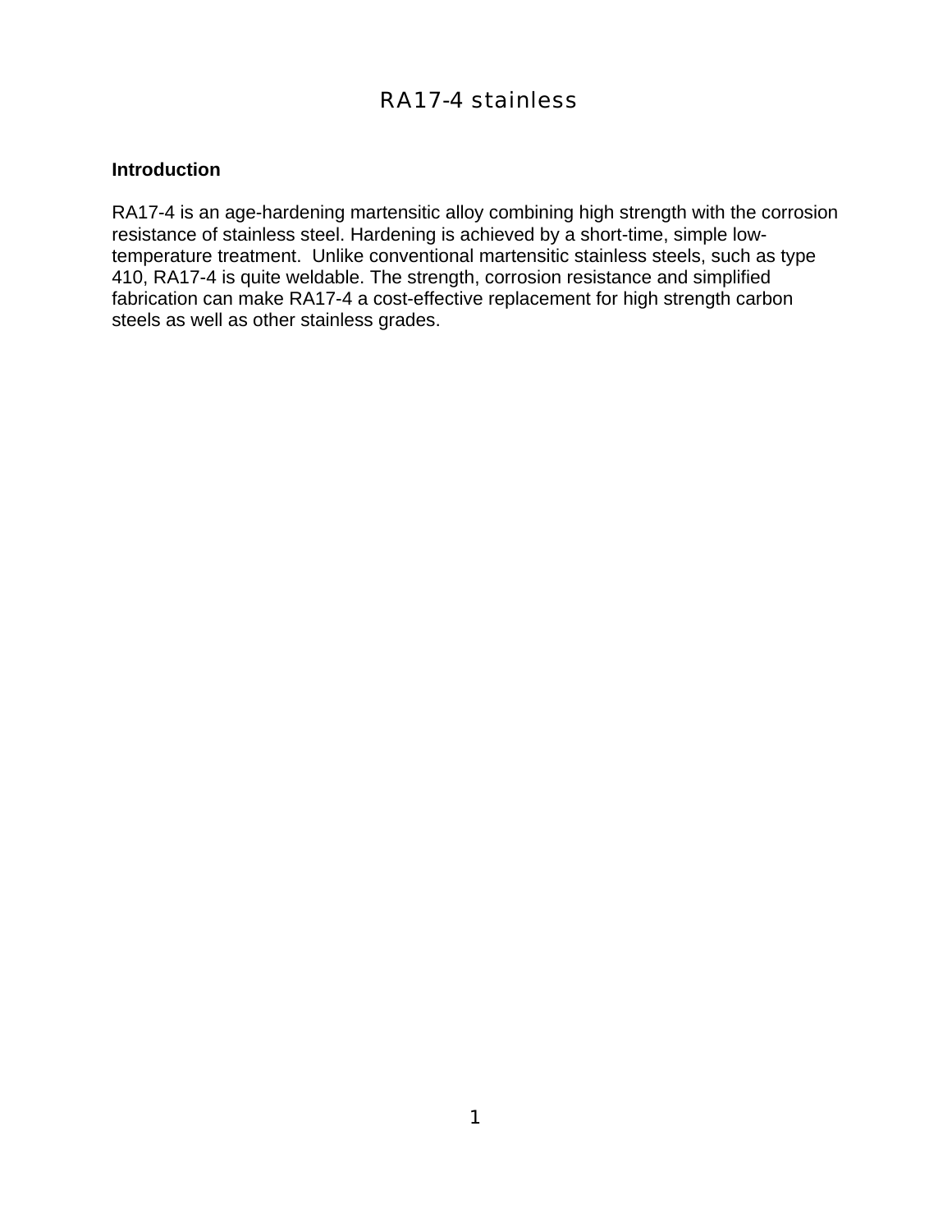# RA17-4 stainless

**Introduction**

RA17-4 is an age-hardening martensitic alloy combining high strength with the corrosion resistance of stainless steel. Hardening is achieved by a short-time, simple low-temperature treatment. Unlike conventional martensitic stainless steels, such as type 410, RA17-4 is quite weldable. The strength, corrosion resistance and simplified fabrication can make RA17-4 a cost-effective replacement for high strength carbon steels as well as other stainless grades.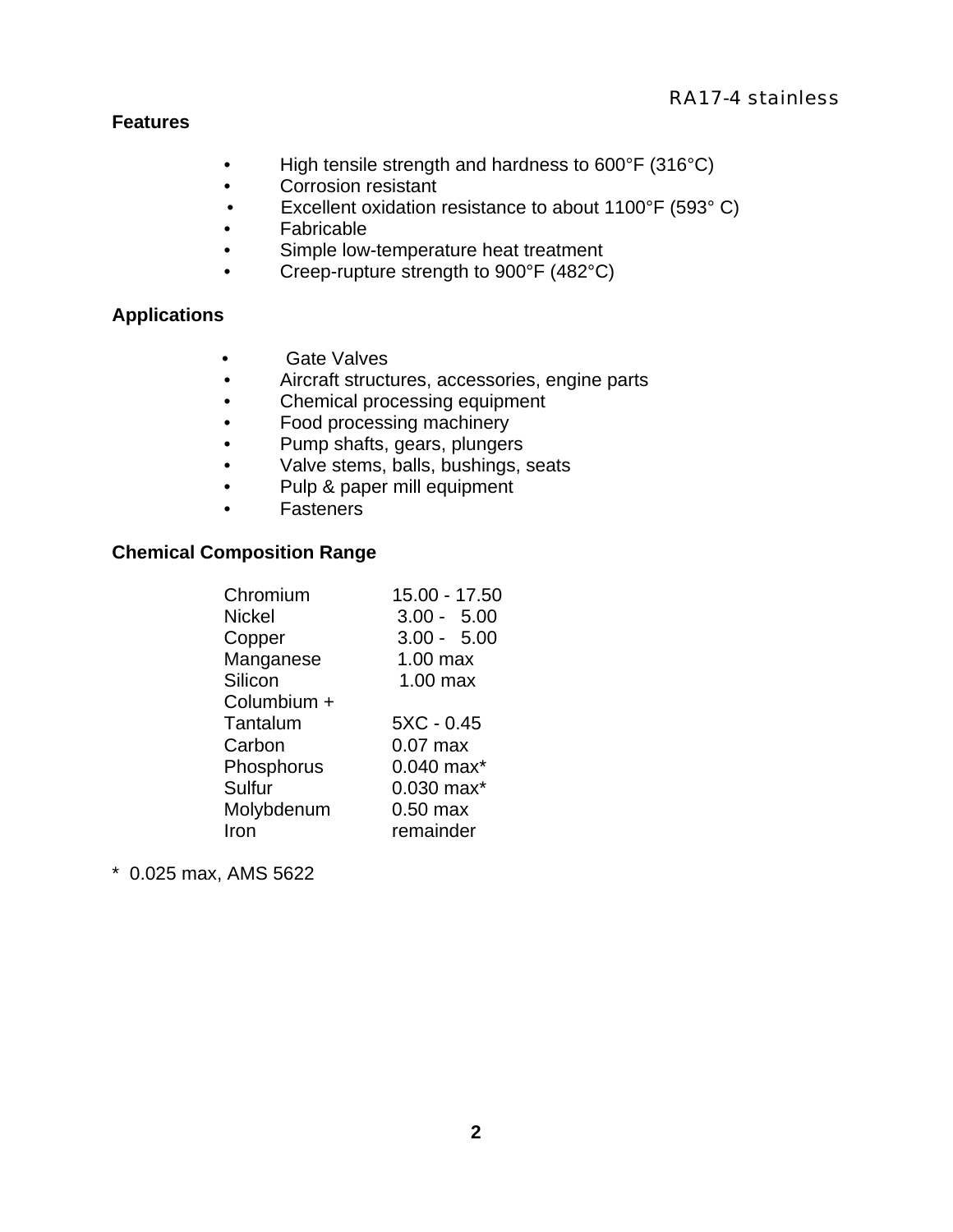## Features

- High tensile strength and hardness to 600°F (316°C)
- Corrosion resistant
- Excellent oxidation resistance to about 1100°F (593° C)
- Fabricable
- Simple low-temperature heat treatment
- Creep-rupture strength to 900°F (482°C)

## Applications

- Gate Valves
- Aircraft structures, accessories, engine parts
- Chemical processing equipment
- Food processing machinery
- Pump shafts, gears, plungers
- Valve stems, balls, bushings, seats
- Pulp & paper mill equipment
- Fasteners

## Chemical Composition Range

| Element | Range |
|---|---|
| Chromium | 15.00 - 17.50 |
| Nickel | 3.00 - 5.00 |
| Copper | 3.00 - 5.00 |
| Manganese | 1.00 max |
| Silicon | 1.00 max |
| Columbium + Tantalum | 5XC - 0.45 |
| Carbon | 0.07 max |
| Phosphorus | 0.040 max* |
| Sulfur | 0.030 max* |
| Molybdenum | 0.50 max |
| Iron | remainder |

\* 0.025 max, AMS 5622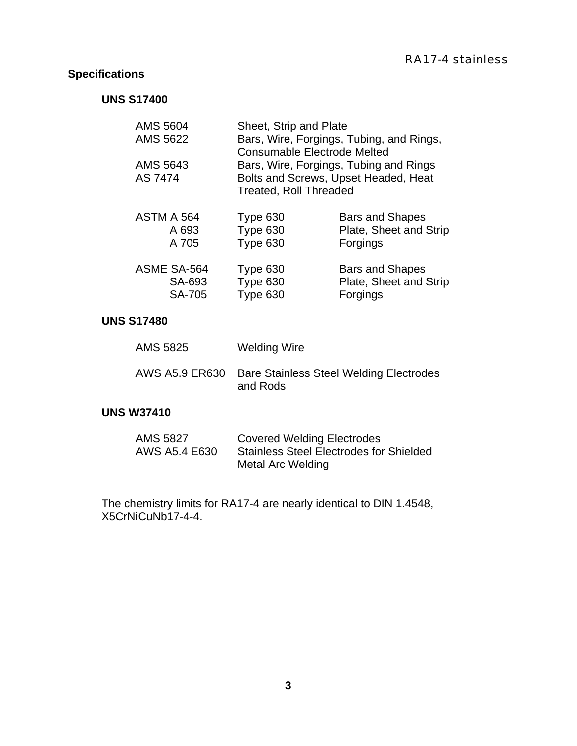## Specifications

### UNS S17400

| | |
|---|---|
| AMS 5604 | Sheet, Strip and Plate |
| AMS 5622 | Bars, Wire, Forgings, Tubing, and Rings, Consumable Electrode Melted |
| AMS 5643 | Bars, Wire, Forgings, Tubing and Rings |
| AS 7474 | Bolts and Screws, Upset Headed, Heat Treated, Roll Threaded |

| | | |
|---|---|---|
| ASTM A 564 | Type 630 | Bars and Shapes |
| A 693 | Type 630 | Plate, Sheet and Strip |
| A 705 | Type 630 | Forgings |
| ASME SA-564 | Type 630 | Bars and Shapes |
| SA-693 | Type 630 | Plate, Sheet and Strip |
| SA-705 | Type 630 | Forgings |

### UNS S17480

| | |
|---|---|
| AMS 5825 | Welding Wire |
| AWS A5.9 ER630 | Bare Stainless Steel Welding Electrodes and Rods |

### UNS W37410

| | |
|---|---|
| AMS 5827 | Covered Welding Electrodes |
| AWS A5.4 E630 | Stainless Steel Electrodes for Shielded Metal Arc Welding |

The chemistry limits for RA17-4 are nearly identical to DIN 1.4548, X5CrNiCuNb17-4-4.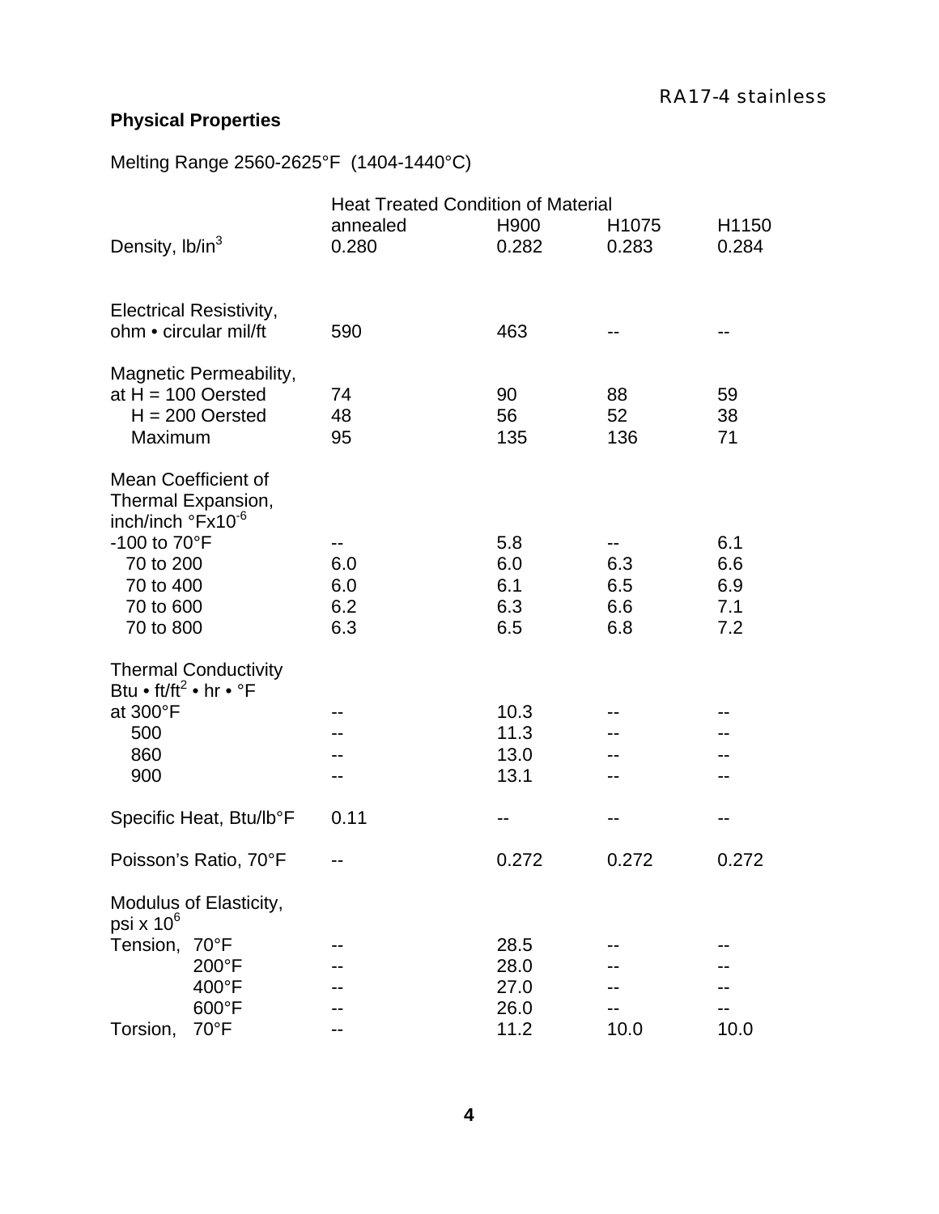## Physical Properties

Melting Range 2560-2625°F (1404-1440°C)

| | Heat Treated Condition of Material | | | |
|---|---|---|---|---|
| | annealed | H900 | H1075 | H1150 |
| Density, lb/in$^3$ | 0.280 | 0.282 | 0.283 | 0.284 |
| **Electrical Resistivity, ohm • circular mil/ft** | 590 | 463 | -- | -- |
| **Magnetic Permeability,** | | | | |
| at H = 100 Oersted | 74 | 90 | 88 | 59 |
| H = 200 Oersted | 48 | 56 | 52 | 38 |
| Maximum | 95 | 135 | 136 | 71 |
| **Mean Coefficient of Thermal Expansion, inch/inch °Fx10$^{-6}$** | | | | |
| -100 to 70°F | -- | 5.8 | -- | 6.1 |
| 70 to 200 | 6.0 | 6.0 | 6.3 | 6.6 |
| 70 to 400 | 6.0 | 6.1 | 6.5 | 6.9 |
| 70 to 600 | 6.2 | 6.3 | 6.6 | 7.1 |
| 70 to 800 | 6.3 | 6.5 | 6.8 | 7.2 |
| **Thermal Conductivity Btu • ft/ft$^2$ • hr • °F** | | | | |
| at 300°F | -- | 10.3 | -- | -- |
| 500 | -- | 11.3 | -- | -- |
| 860 | -- | 13.0 | -- | -- |
| 900 | -- | 13.1 | -- | -- |
| Specific Heat, Btu/lb°F | 0.11 | -- | -- | -- |
| Poisson's Ratio, 70°F | -- | 0.272 | 0.272 | 0.272 |
| **Modulus of Elasticity, psi x 10$^6$** | | | | |
| Tension, 70°F | -- | 28.5 | -- | -- |
| 200°F | -- | 28.0 | -- | -- |
| 400°F | -- | 27.0 | -- | -- |
| 600°F | -- | 26.0 | -- | -- |
| Torsion, 70°F | -- | 11.2 | 10.0 | 10.0 |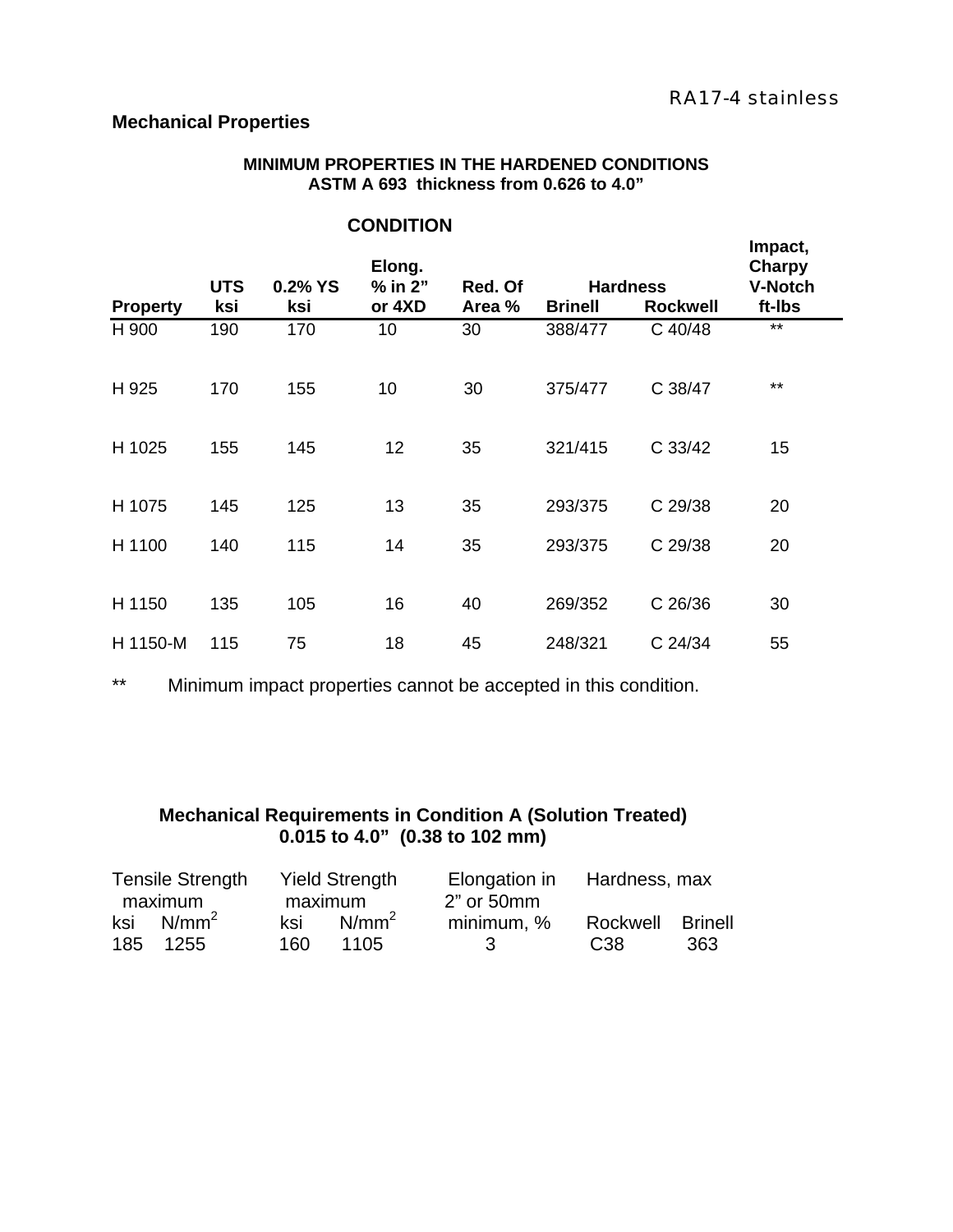## Mechanical Properties

**MINIMUM PROPERTIES IN THE HARDENED CONDITIONS**
**ASTM A 693 thickness from 0.626 to 4.0"**

**CONDITION**

| Property | UTS ksi | 0.2% YS ksi | Elong. % in 2" or 4XD | Red. Of Area % | Hardness Brinell | Hardness Rockwell | Impact, Charpy V-Notch ft-lbs |
|---|---|---|---|---|---|---|---|
| H 900 | 190 | 170 | 10 | 30 | 388/477 | C 40/48 | ** |
| H 925 | 170 | 155 | 10 | 30 | 375/477 | C 38/47 | ** |
| H 1025 | 155 | 145 | 12 | 35 | 321/415 | C 33/42 | 15 |
| H 1075 | 145 | 125 | 13 | 35 | 293/375 | C 29/38 | 20 |
| H 1100 | 140 | 115 | 14 | 35 | 293/375 | C 29/38 | 20 |
| H 1150 | 135 | 105 | 16 | 40 | 269/352 | C 26/36 | 30 |
| H 1150-M | 115 | 75 | 18 | 45 | 248/321 | C 24/34 | 55 |

** Minimum impact properties cannot be accepted in this condition.

**Mechanical Requirements in Condition A (Solution Treated)**
**0.015 to 4.0" (0.38 to 102 mm)**

| Tensile Strength maximum | | Yield Strength maximum | | Elongation in 2" or 50mm minimum, % | Hardness, max | |
|---|---|---|---|---|---|---|
| ksi | $N/mm^2$ | ksi | $N/mm^2$ | | Rockwell | Brinell |
| 185 | 1255 | 160 | 1105 | 3 | C38 | 363 |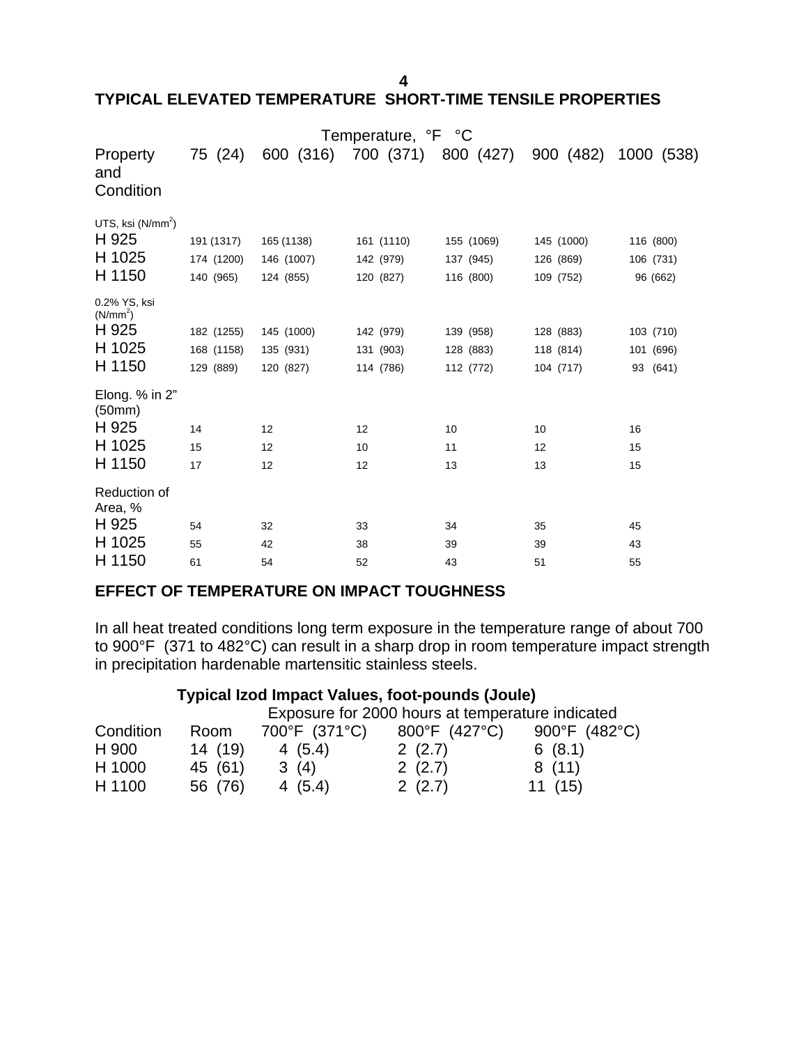## TYPICAL ELEVATED TEMPERATURE SHORT-TIME TENSILE PROPERTIES

| Property and Condition | Temperature, °F °C | | | | | |
|---|---|---|---|---|---|---|
| | 75 (24) | 600 (316) | 700 (371) | 800 (427) | 900 (482) | 1000 (538) |
| UTS, ksi (N/mm$^2$) | | | | | | |
| H 925 | 191 (1317) | 165 (1138) | 161 (1110) | 155 (1069) | 145 (1000) | 116 (800) |
| H 1025 | 174 (1200) | 146 (1007) | 142 (979) | 137 (945) | 126 (869) | 106 (731) |
| H 1150 | 140 (965) | 124 (855) | 120 (827) | 116 (800) | 109 (752) | 96 (662) |
| 0.2% YS, ksi (N/mm$^2$) | | | | | | |
| H 925 | 182 (1255) | 145 (1000) | 142 (979) | 139 (958) | 128 (883) | 103 (710) |
| H 1025 | 168 (1158) | 135 (931) | 131 (903) | 128 (883) | 118 (814) | 101 (696) |
| H 1150 | 129 (889) | 120 (827) | 114 (786) | 112 (772) | 104 (717) | 93 (641) |
| Elong. % in 2" (50mm) | | | | | | |
| H 925 | 14 | 12 | 12 | 10 | 10 | 16 |
| H 1025 | 15 | 12 | 10 | 11 | 12 | 15 |
| H 1150 | 17 | 12 | 12 | 13 | 13 | 15 |
| Reduction of Area, % | | | | | | |
| H 925 | 54 | 32 | 33 | 34 | 35 | 45 |
| H 1025 | 55 | 42 | 38 | 39 | 39 | 43 |
| H 1150 | 61 | 54 | 52 | 43 | 51 | 55 |

## EFFECT OF TEMPERATURE ON IMPACT TOUGHNESS

In all heat treated conditions long term exposure in the temperature range of about 700 to 900°F (371 to 482°C) can result in a sharp drop in room temperature impact strength in precipitation hardenable martensitic stainless steels.

**Typical Izod Impact Values, foot-pounds (Joule)**

| Condition | Room | Exposure for 2000 hours at temperature indicated | | |
|---|---|---|---|---|
| | | 700°F (371°C) | 800°F (427°C) | 900°F (482°C) |
| H 900 | 14 (19) | 4 (5.4) | 2 (2.7) | 6 (8.1) |
| H 1000 | 45 (61) | 3 (4) | 2 (2.7) | 8 (11) |
| H 1100 | 56 (76) | 4 (5.4) | 2 (2.7) | 11 (15) |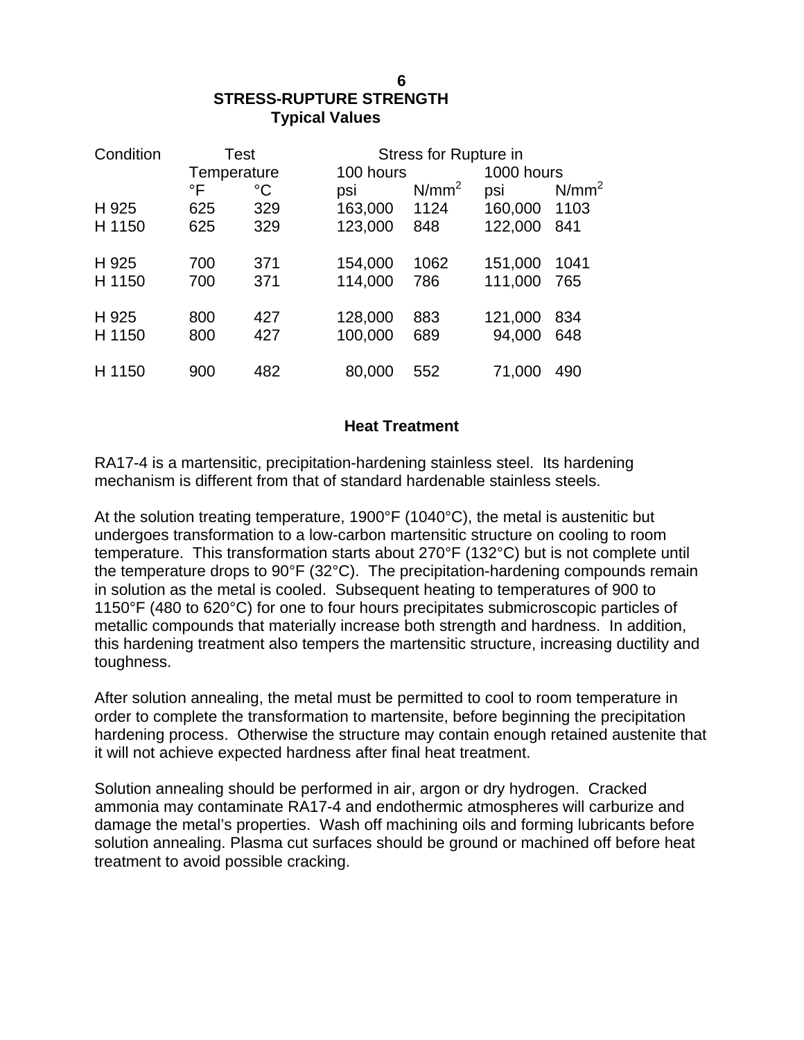## STRESS-RUPTURE STRENGTH
### Typical Values

| Condition | Test Temperature | | Stress for Rupture in | | | |
|---|---|---|---|---|---|---|
| | | | 100 hours | | 1000 hours | |
| | °F | °C | psi | $N/mm^2$ | psi | $N/mm^2$ |
| H 925 | 625 | 329 | 163,000 | 1124 | 160,000 | 1103 |
| H 1150 | 625 | 329 | 123,000 | 848 | 122,000 | 841 |
| H 925 | 700 | 371 | 154,000 | 1062 | 151,000 | 1041 |
| H 1150 | 700 | 371 | 114,000 | 786 | 111,000 | 765 |
| H 925 | 800 | 427 | 128,000 | 883 | 121,000 | 834 |
| H 1150 | 800 | 427 | 100,000 | 689 | 94,000 | 648 |
| H 1150 | 900 | 482 | 80,000 | 552 | 71,000 | 490 |

## Heat Treatment

RA17-4 is a martensitic, precipitation-hardening stainless steel. Its hardening mechanism is different from that of standard hardenable stainless steels.

At the solution treating temperature, 1900°F (1040°C), the metal is austenitic but undergoes transformation to a low-carbon martensitic structure on cooling to room temperature. This transformation starts about 270°F (132°C) but is not complete until the temperature drops to 90°F (32°C). The precipitation-hardening compounds remain in solution as the metal is cooled. Subsequent heating to temperatures of 900 to 1150°F (480 to 620°C) for one to four hours precipitates submicroscopic particles of metallic compounds that materially increase both strength and hardness. In addition, this hardening treatment also tempers the martensitic structure, increasing ductility and toughness.

After solution annealing, the metal must be permitted to cool to room temperature in order to complete the transformation to martensite, before beginning the precipitation hardening process. Otherwise the structure may contain enough retained austenite that it will not achieve expected hardness after final heat treatment.

Solution annealing should be performed in air, argon or dry hydrogen. Cracked ammonia may contaminate RA17-4 and endothermic atmospheres will carburize and damage the metal's properties. Wash off machining oils and forming lubricants before solution annealing. Plasma cut surfaces should be ground or machined off before heat treatment to avoid possible cracking.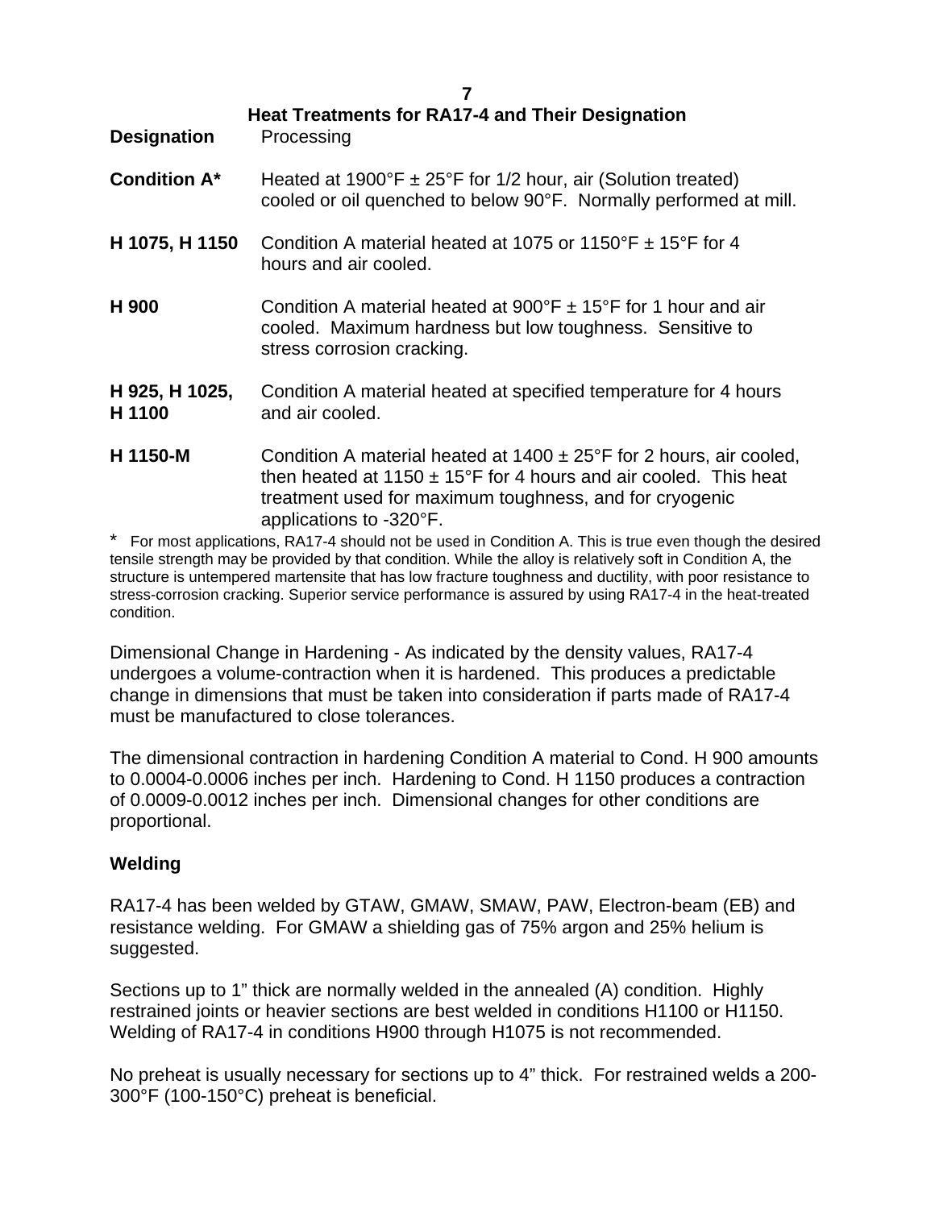## Heat Treatments for RA17-4 and Their Designation

| Designation | Processing |
|---|---|
| **Condition A*** | Heated at 1900°F ± 25°F for 1/2 hour, air (Solution treated) cooled or oil quenched to below 90°F. Normally performed at mill. |
| **H 1075, H 1150** | Condition A material heated at 1075 or 1150°F ± 15°F for 4 hours and air cooled. |
| **H 900** | Condition A material heated at 900°F ± 15°F for 1 hour and air cooled. Maximum hardness but low toughness. Sensitive to stress corrosion cracking. |
| **H 925, H 1025, H 1100** | Condition A material heated at specified temperature for 4 hours and air cooled. |
| **H 1150-M** | Condition A material heated at 1400 ± 25°F for 2 hours, air cooled, then heated at 1150 ± 15°F for 4 hours and air cooled. This heat treatment used for maximum toughness, and for cryogenic applications to -320°F. |

\* For most applications, RA17-4 should not be used in Condition A. This is true even though the desired tensile strength may be provided by that condition. While the alloy is relatively soft in Condition A, the structure is untempered martensite that has low fracture toughness and ductility, with poor resistance to stress-corrosion cracking. Superior service performance is assured by using RA17-4 in the heat-treated condition.

Dimensional Change in Hardening - As indicated by the density values, RA17-4 undergoes a volume-contraction when it is hardened. This produces a predictable change in dimensions that must be taken into consideration if parts made of RA17-4 must be manufactured to close tolerances.

The dimensional contraction in hardening Condition A material to Cond. H 900 amounts to 0.0004-0.0006 inches per inch. Hardening to Cond. H 1150 produces a contraction of 0.0009-0.0012 inches per inch. Dimensional changes for other conditions are proportional.

### Welding

RA17-4 has been welded by GTAW, GMAW, SMAW, PAW, Electron-beam (EB) and resistance welding. For GMAW a shielding gas of 75% argon and 25% helium is suggested.

Sections up to 1" thick are normally welded in the annealed (A) condition. Highly restrained joints or heavier sections are best welded in conditions H1100 or H1150. Welding of RA17-4 in conditions H900 through H1075 is not recommended.

No preheat is usually necessary for sections up to 4" thick. For restrained welds a 200-300°F (100-150°C) preheat is beneficial.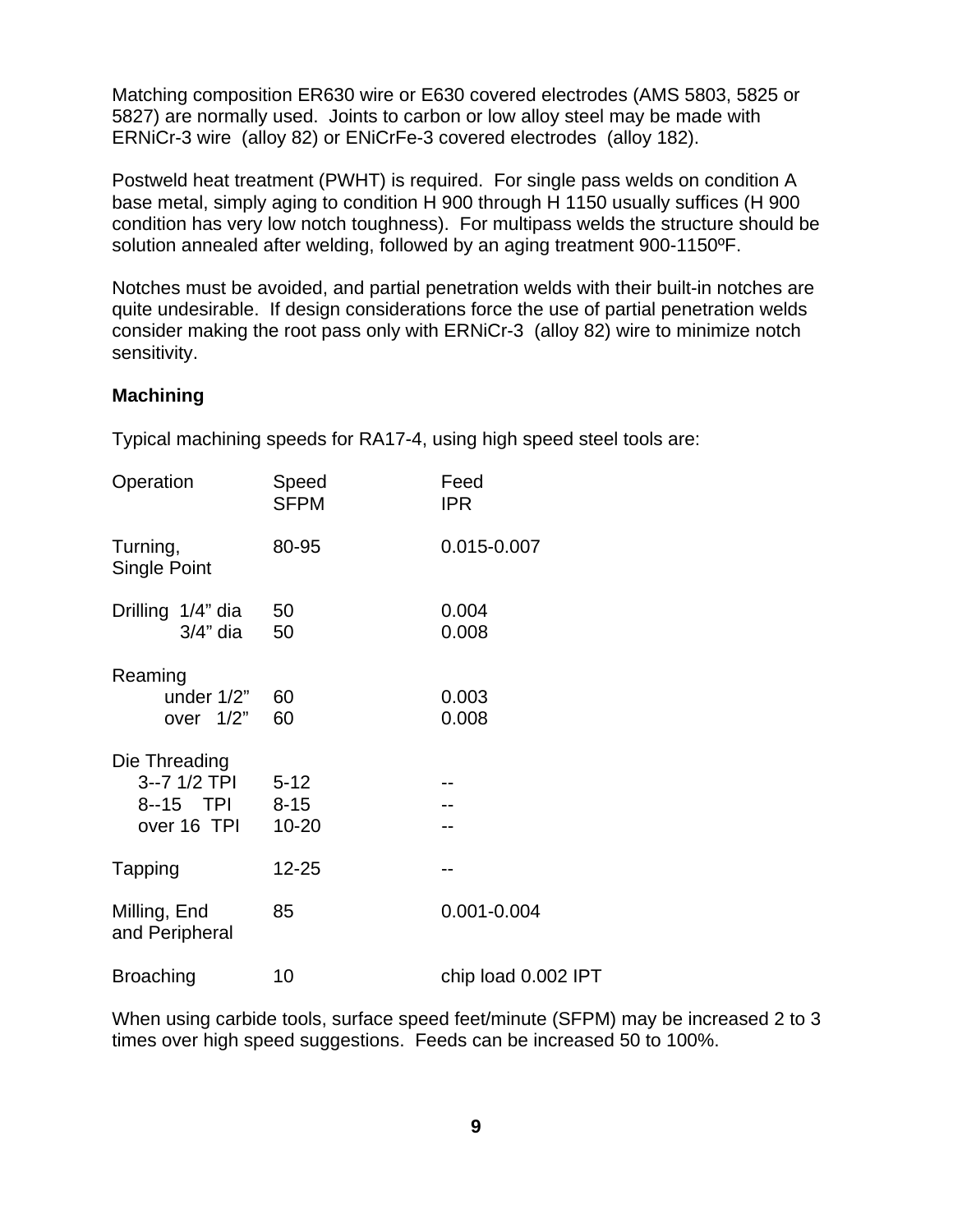Matching composition ER630 wire or E630 covered electrodes (AMS 5803, 5825 or 5827) are normally used. Joints to carbon or low alloy steel may be made with ERNiCr-3 wire (alloy 82) or ENiCrFe-3 covered electrodes (alloy 182).

Postweld heat treatment (PWHT) is required. For single pass welds on condition A base metal, simply aging to condition H 900 through H 1150 usually suffices (H 900 condition has very low notch toughness). For multipass welds the structure should be solution annealed after welding, followed by an aging treatment 900-1150ºF.

Notches must be avoided, and partial penetration welds with their built-in notches are quite undesirable. If design considerations force the use of partial penetration welds consider making the root pass only with ERNiCr-3 (alloy 82) wire to minimize notch sensitivity.

**Machining**

Typical machining speeds for RA17-4, using high speed steel tools are:

| Operation | Speed SFPM | Feed IPR |
|---|---|---|
| Turning, Single Point | 80-95 | 0.015-0.007 |
| Drilling 1/4" dia | 50 | 0.004 |
| 3/4" dia | 50 | 0.008 |
| Reaming | | |
| under 1/2" | 60 | 0.003 |
| over 1/2" | 60 | 0.008 |
| Die Threading | | |
| 3--7 1/2 TPI | 5-12 | -- |
| 8--15 TPI | 8-15 | -- |
| over 16 TPI | 10-20 | -- |
| Tapping | 12-25 | -- |
| Milling, End and Peripheral | 85 | 0.001-0.004 |
| Broaching | 10 | chip load 0.002 IPT |

When using carbide tools, surface speed feet/minute (SFPM) may be increased 2 to 3 times over high speed suggestions. Feeds can be increased 50 to 100%.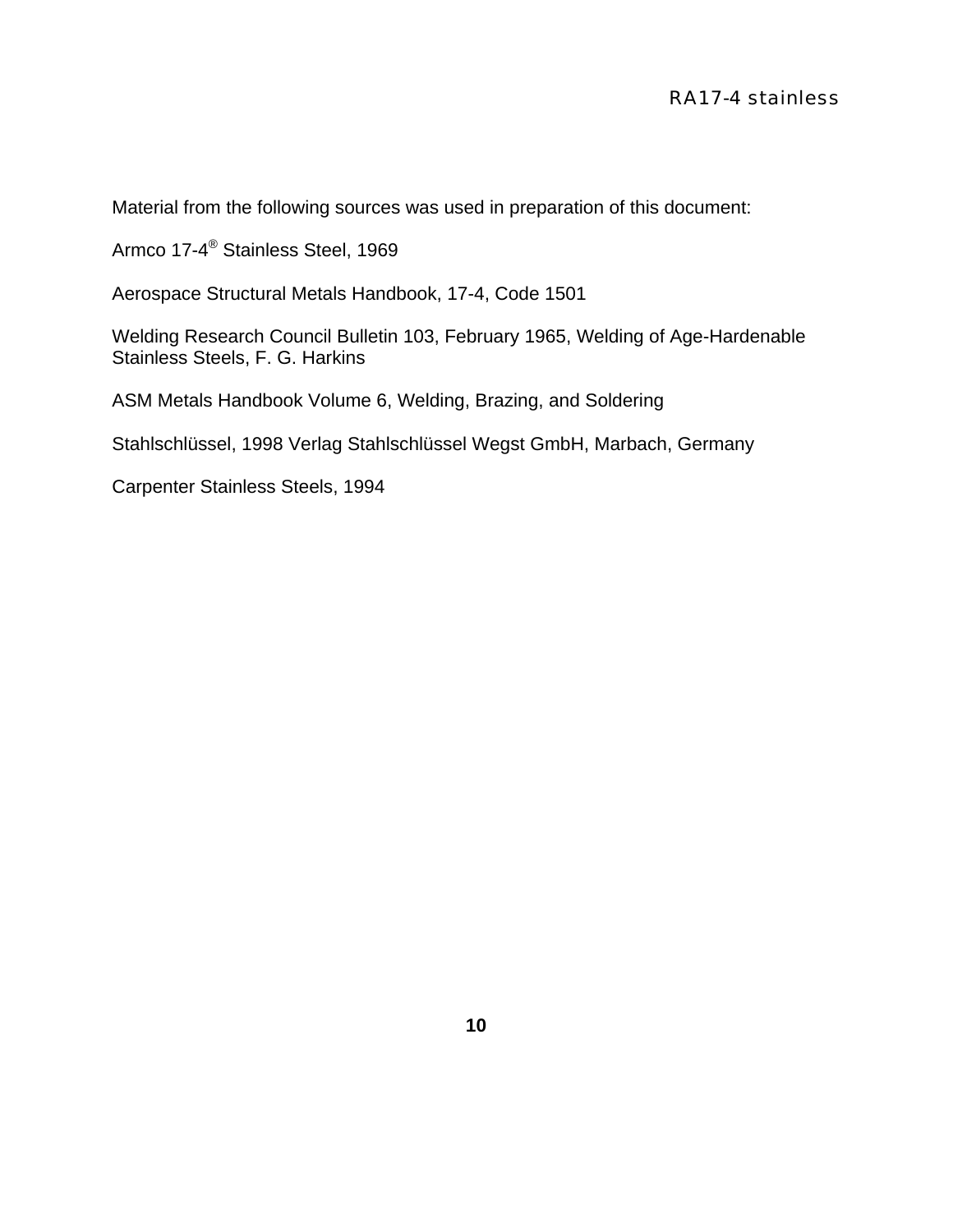Material from the following sources was used in preparation of this document:

Armco 17-4® Stainless Steel, 1969

Aerospace Structural Metals Handbook, 17-4, Code 1501

Welding Research Council Bulletin 103, February 1965, Welding of Age-Hardenable Stainless Steels, F. G. Harkins

ASM Metals Handbook Volume 6, Welding, Brazing, and Soldering

Stahlschlüssel, 1998 Verlag Stahlschlüssel Wegst GmbH, Marbach, Germany

Carpenter Stainless Steels, 1994